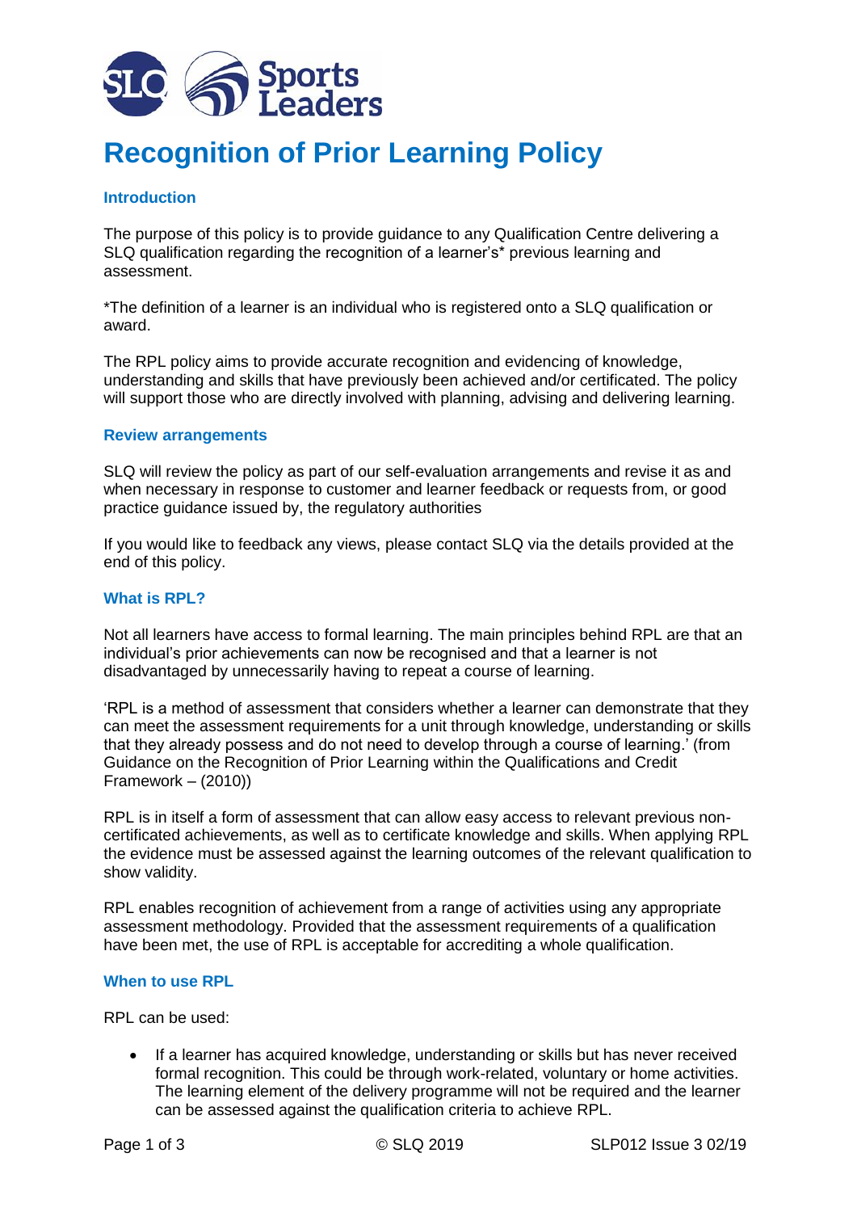# Recognition of Prior Learning Policy

### Introduction

The purpose of this policy is to provide guidance to any Qualification Centre delivering a SLQ qualification regarding the recognition of a learner's* previous learning and assessment.

*The definition of a learner is an individual who is registered onto a SLQ qualification or award.

The RPL policy aims to provide accurate recognition and evidencing of knowledge, understanding and skills that have previously been achieved and/or certificated. The policy will support those who are directly involved with planning, advising and delivering learning.

### Review arrangements

SLQ will review the policy as part of our self-evaluation arrangements and revise it as and when necessary in response to customer and learner feedback or requests from, or good practice guidance issued by, the regulatory authorities

If you would like to feedback any views, please contact SLQ via the details provided at the end of this policy.

### What is RPL?

Not all learners have access to formal learning. The main principles behind RPL are that an individual's prior achievements can now be recognised and that a learner is not disadvantaged by unnecessarily having to repeat a course of learning.

'RPL is a method of assessment that considers whether a learner can demonstrate that they can meet the assessment requirements for a unit through knowledge, understanding or skills that they already possess and do not need to develop through a course of learning.' (from Guidance on the Recognition of Prior Learning within the Qualifications and Credit Framework – (2010))

RPL is in itself a form of assessment that can allow easy access to relevant previous non-certificated achievements, as well as to certificate knowledge and skills. When applying RPL the evidence must be assessed against the learning outcomes of the relevant qualification to show validity.

RPL enables recognition of achievement from a range of activities using any appropriate assessment methodology. Provided that the assessment requirements of a qualification have been met, the use of RPL is acceptable for accrediting a whole qualification.

### When to use RPL

RPL can be used:

- If a learner has acquired knowledge, understanding or skills but has never received formal recognition. This could be through work-related, voluntary or home activities. The learning element of the delivery programme will not be required and the learner can be assessed against the qualification criteria to achieve RPL.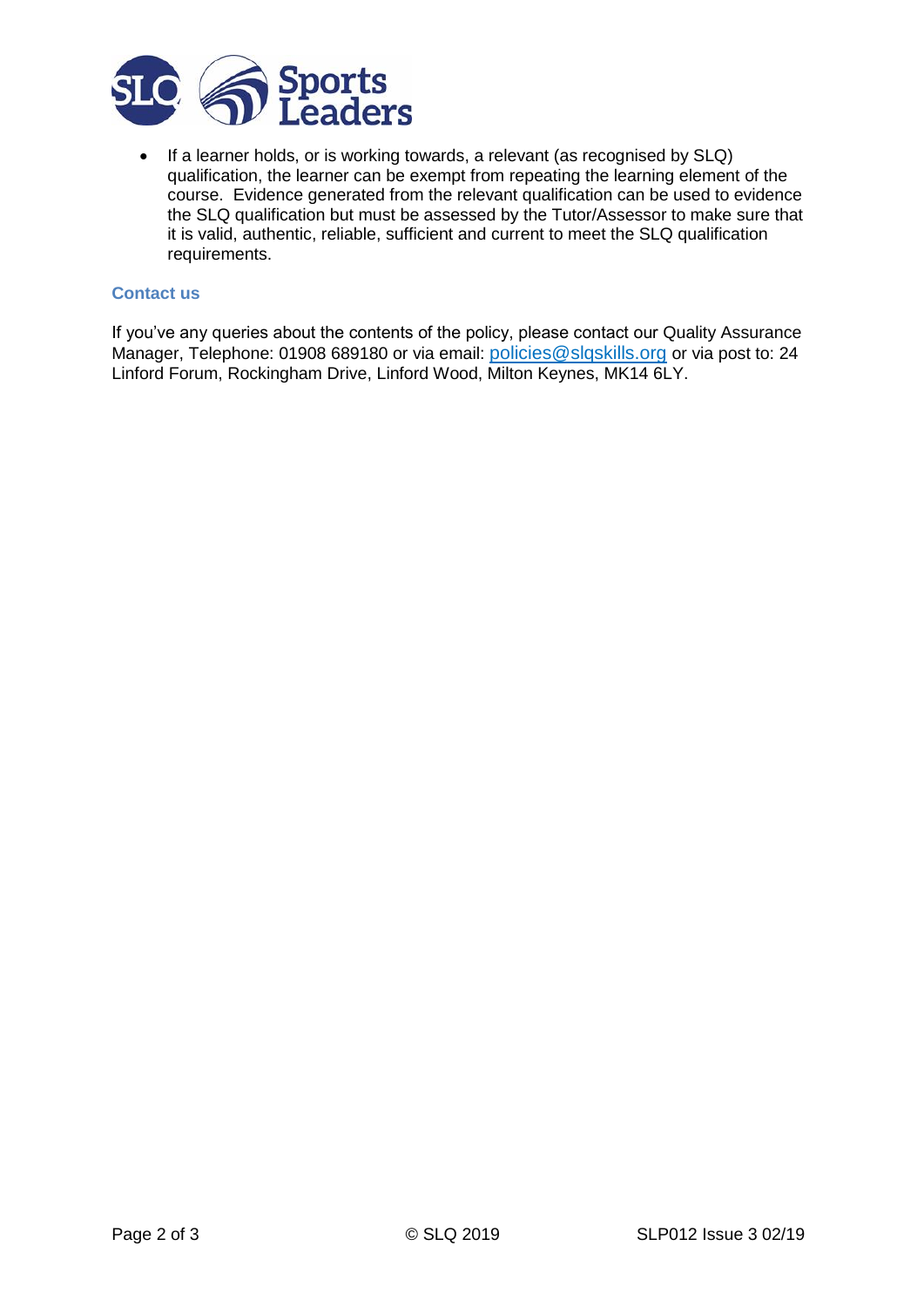- If a learner holds, or is working towards, a relevant (as recognised by SLQ) qualification, the learner can be exempt from repeating the learning element of the course. Evidence generated from the relevant qualification can be used to evidence the SLQ qualification but must be assessed by the Tutor/Assessor to make sure that it is valid, authentic, reliable, sufficient and current to meet the SLQ qualification requirements.

## Contact us

If you've any queries about the contents of the policy, please contact our Quality Assurance Manager, Telephone: 01908 689180 or via email: policies@slqskills.org or via post to: 24 Linford Forum, Rockingham Drive, Linford Wood, Milton Keynes, MK14 6LY.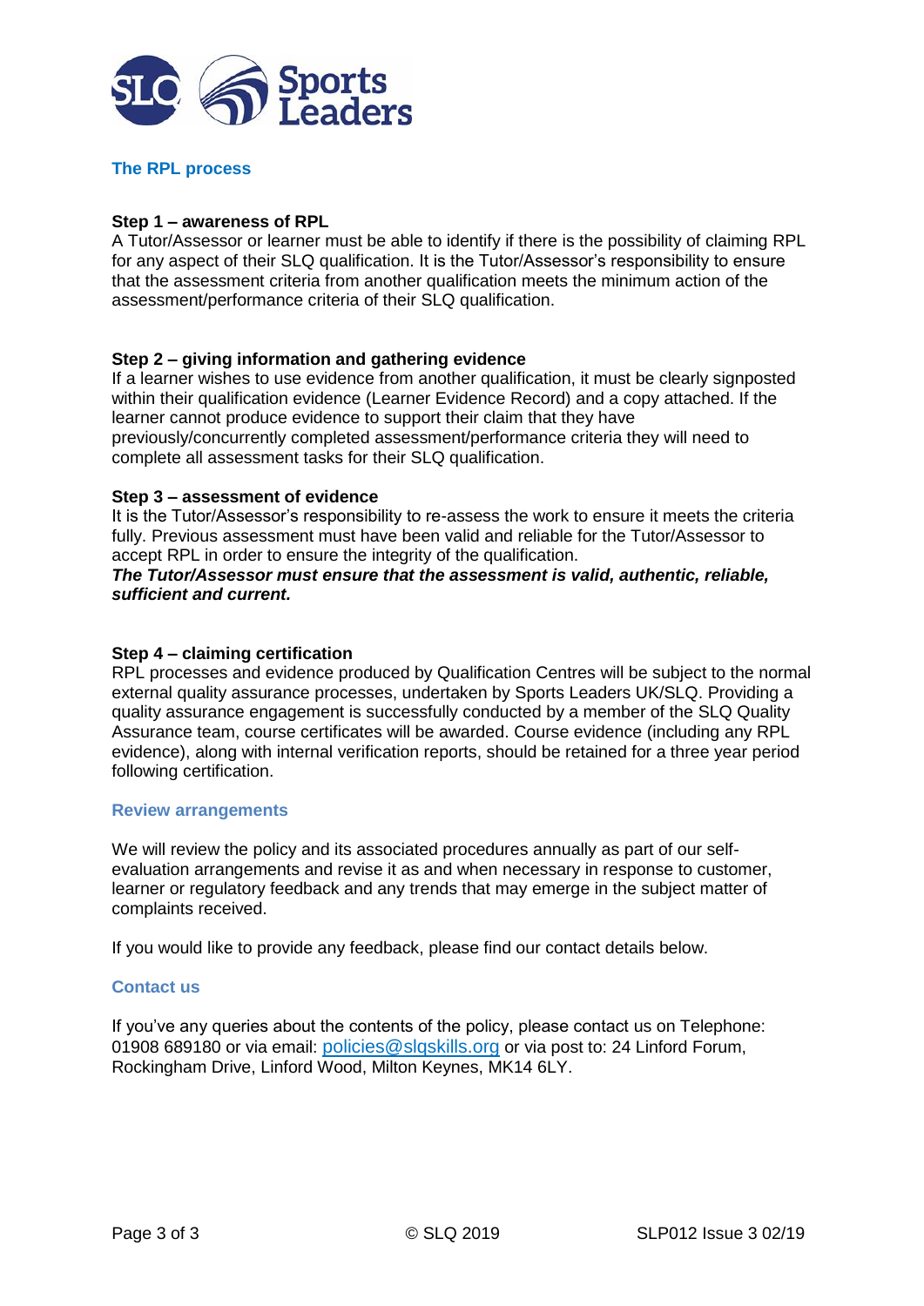## The RPL process

### Step 1 – awareness of RPL

A Tutor/Assessor or learner must be able to identify if there is the possibility of claiming RPL for any aspect of their SLQ qualification. It is the Tutor/Assessor's responsibility to ensure that the assessment criteria from another qualification meets the minimum action of the assessment/performance criteria of their SLQ qualification.

### Step 2 – giving information and gathering evidence

If a learner wishes to use evidence from another qualification, it must be clearly signposted within their qualification evidence (Learner Evidence Record) and a copy attached. If the learner cannot produce evidence to support their claim that they have previously/concurrently completed assessment/performance criteria they will need to complete all assessment tasks for their SLQ qualification.

### Step 3 – assessment of evidence

It is the Tutor/Assessor's responsibility to re-assess the work to ensure it meets the criteria fully. Previous assessment must have been valid and reliable for the Tutor/Assessor to accept RPL in order to ensure the integrity of the qualification.

***The Tutor/Assessor must ensure that the assessment is valid, authentic, reliable, sufficient and current.***

### Step 4 – claiming certification

RPL processes and evidence produced by Qualification Centres will be subject to the normal external quality assurance processes, undertaken by Sports Leaders UK/SLQ. Providing a quality assurance engagement is successfully conducted by a member of the SLQ Quality Assurance team, course certificates will be awarded. Course evidence (including any RPL evidence), along with internal verification reports, should be retained for a three year period following certification.

## Review arrangements

We will review the policy and its associated procedures annually as part of our self-evaluation arrangements and revise it as and when necessary in response to customer, learner or regulatory feedback and any trends that may emerge in the subject matter of complaints received.

If you would like to provide any feedback, please find our contact details below.

## Contact us

If you've any queries about the contents of the policy, please contact us on Telephone: 01908 689180 or via email: policies@slqskills.org or via post to: 24 Linford Forum, Rockingham Drive, Linford Wood, Milton Keynes, MK14 6LY.